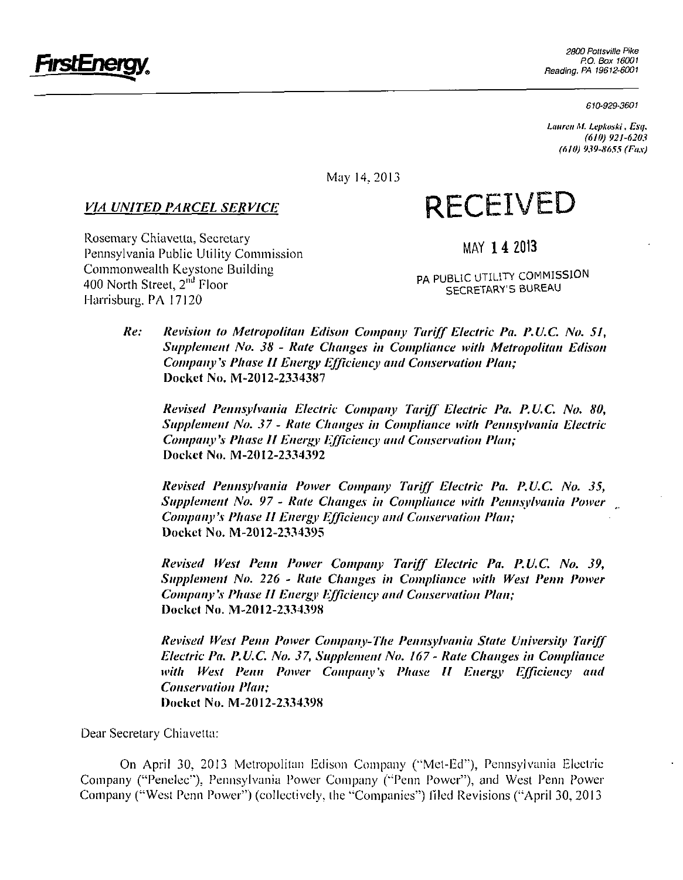FirstEnergy

2800 Pottsville Pike
P.O. Box 16001
Reading, PA 19612-6001

610-929-3601

*Lauren M. Lepkoski, Esq.*
*(610) 921-6203*
*(610) 939-8655 (Fax)*

May 14, 2013

***VIA UNITED PARCEL SERVICE***

RECEIVED

MAY 14 2013

PA PUBLIC UTILITY COMMISSION
SECRETARY'S BUREAU

Rosemary Chiavetta, Secretary
Pennsylvania Public Utility Commission
Commonwealth Keystone Building
400 North Street, 2nd Floor
Harrisburg, PA 17120

***Re:*** ***Revision to Metropolitan Edison Company Tariff Electric Pa. P.U.C. No. 51, Supplement No. 38 - Rate Changes in Compliance with Metropolitan Edison Company's Phase II Energy Efficiency and Conservation Plan;***
**Docket No. M-2012-2334387**

***Revised Pennsylvania Electric Company Tariff Electric Pa. P.U.C. No. 80, Supplement No. 37 - Rate Changes in Compliance with Pennsylvania Electric Company's Phase II Energy Efficiency and Conservation Plan;***
**Docket No. M-2012-2334392**

***Revised Pennsylvania Power Company Tariff Electric Pa. P.U.C. No. 35, Supplement No. 97 - Rate Changes in Compliance with Pennsylvania Power Company's Phase II Energy Efficiency and Conservation Plan;***
**Docket No. M-2012-2334395**

***Revised West Penn Power Company Tariff Electric Pa. P.U.C. No. 39, Supplement No. 226 - Rate Changes in Compliance with West Penn Power Company's Phase II Energy Efficiency and Conservation Plan;***
**Docket No. M-2012-2334398**

***Revised West Penn Power Company-The Pennsylvania State University Tariff Electric Pa. P.U.C. No. 37, Supplement No. 167 - Rate Changes in Compliance with West Penn Power Company's Phase II Energy Efficiency and Conservation Plan;***
**Docket No. M-2012-2334398**

Dear Secretary Chiavetta:

On April 30, 2013 Metropolitan Edison Company ("Met-Ed"), Pennsylvania Electric Company ("Penelec"), Pennsylvania Power Company ("Penn Power"), and West Penn Power Company ("West Penn Power") (collectively, the "Companies") filed Revisions ("April 30, 2013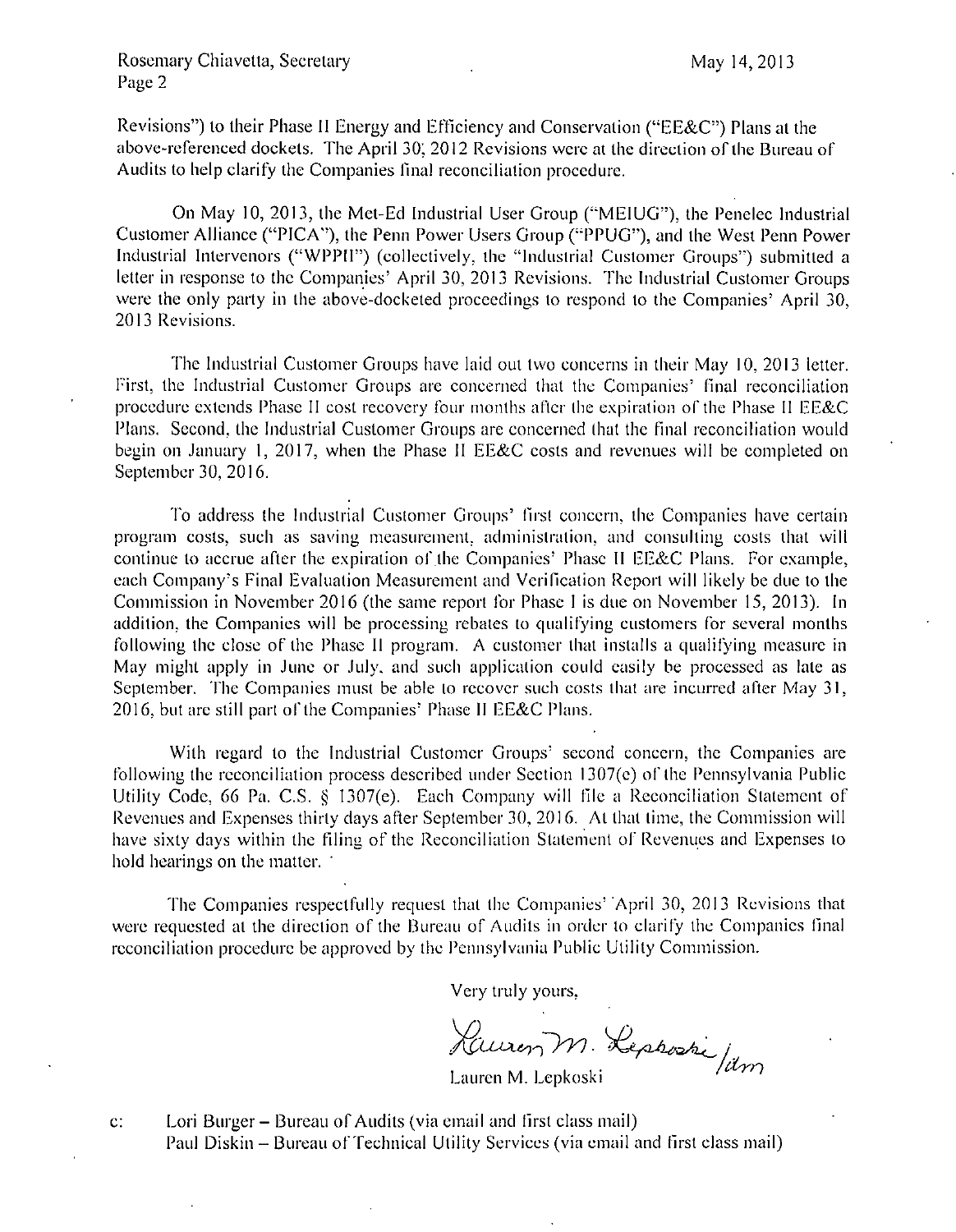Revisions") to their Phase II Energy and Efficiency and Conservation ("EE&C") Plans at the above-referenced dockets. The April 30, 2012 Revisions were at the direction of the Bureau of Audits to help clarify the Companies final reconciliation procedure.

On May 10, 2013, the Met-Ed Industrial User Group ("MEIUG"), the Penelec Industrial Customer Alliance ("PICA"), the Penn Power Users Group ("PPUG"), and the West Penn Power Industrial Intervenors ("WPPII") (collectively, the "Industrial Customer Groups") submitted a letter in response to the Companies' April 30, 2013 Revisions. The Industrial Customer Groups were the only party in the above-docketed proceedings to respond to the Companies' April 30, 2013 Revisions.

The Industrial Customer Groups have laid out two concerns in their May 10, 2013 letter. First, the Industrial Customer Groups are concerned that the Companies' final reconciliation procedure extends Phase II cost recovery four months after the expiration of the Phase II EE&C Plans. Second, the Industrial Customer Groups are concerned that the final reconciliation would begin on January 1, 2017, when the Phase II EE&C costs and revenues will be completed on September 30, 2016.

To address the Industrial Customer Groups' first concern, the Companies have certain program costs, such as saving measurement, administration, and consulting costs that will continue to accrue after the expiration of the Companies' Phase II EE&C Plans. For example, each Company's Final Evaluation Measurement and Verification Report will likely be due to the Commission in November 2016 (the same report for Phase I is due on November 15, 2013). In addition, the Companies will be processing rebates to qualifying customers for several months following the close of the Phase II program. A customer that installs a qualifying measure in May might apply in June or July, and such application could easily be processed as late as September. The Companies must be able to recover such costs that are incurred after May 31, 2016, but are still part of the Companies' Phase II EE&C Plans.

With regard to the Industrial Customer Groups' second concern, the Companies are following the reconciliation process described under Section 1307(e) of the Pennsylvania Public Utility Code, 66 Pa. C.S. § 1307(e). Each Company will file a Reconciliation Statement of Revenues and Expenses thirty days after September 30, 2016. At that time, the Commission will have sixty days within the filing of the Reconciliation Statement of Revenues and Expenses to hold hearings on the matter.

The Companies respectfully request that the Companies' April 30, 2013 Revisions that were requested at the direction of the Bureau of Audits in order to clarify the Companies final reconciliation procedure be approved by the Pennsylvania Public Utility Commission.

Very truly yours,

Lauren M. Lepkoski /dm

Lauren M. Lepkoski

c: Lori Burger – Bureau of Audits (via email and first class mail)
Paul Diskin – Bureau of Technical Utility Services (via email and first class mail)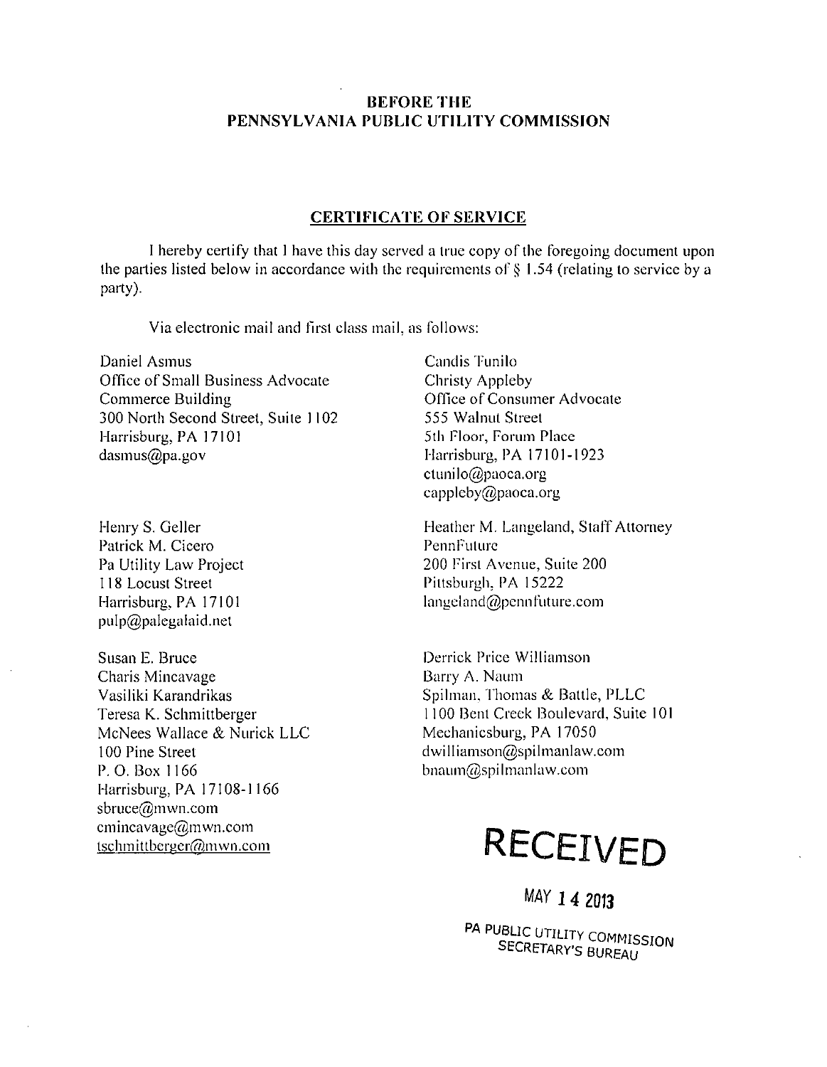**BEFORE THE**
**PENNSYLVANIA PUBLIC UTILITY COMMISSION**

**CERTIFICATE OF SERVICE**

I hereby certify that I have this day served a true copy of the foregoing document upon the parties listed below in accordance with the requirements of § 1.54 (relating to service by a party).

Via electronic mail and first class mail, as follows:

Daniel Asmus
Office of Small Business Advocate
Commerce Building
300 North Second Street, Suite 1102
Harrisburg, PA 17101
dasmus@pa.gov

Candis Tunilo
Christy Appleby
Office of Consumer Advocate
555 Walnut Street
5th Floor, Forum Place
Harrisburg, PA 17101-1923
ctunilo@paoca.org
cappleby@paoca.org

Henry S. Geller
Patrick M. Cicero
Pa Utility Law Project
118 Locust Street
Harrisburg, PA 17101
pulp@palegalaid.net

Heather M. Langeland, Staff Attorney
PennFuture
200 First Avenue, Suite 200
Pittsburgh, PA 15222
langeland@pennfuture.com

Susan E. Bruce
Charis Mincavage
Vasiliki Karandrikas
Teresa K. Schmittberger
McNees Wallace & Nurick LLC
100 Pine Street
P. O. Box 1166
Harrisburg, PA 17108-1166
sbruce@mwn.com
cmincavage@mwn.com
tschmittberger@mwn.com

Derrick Price Williamson
Barry A. Naum
Spilman, Thomas & Battle, PLLC
1100 Bent Creek Boulevard, Suite 101
Mechanicsburg, PA 17050
dwilliamson@spilmanlaw.com
bnaum@spilmanlaw.com

RECEIVED

MAY 14 2013

PA PUBLIC UTILITY COMMISSION
SECRETARY'S BUREAU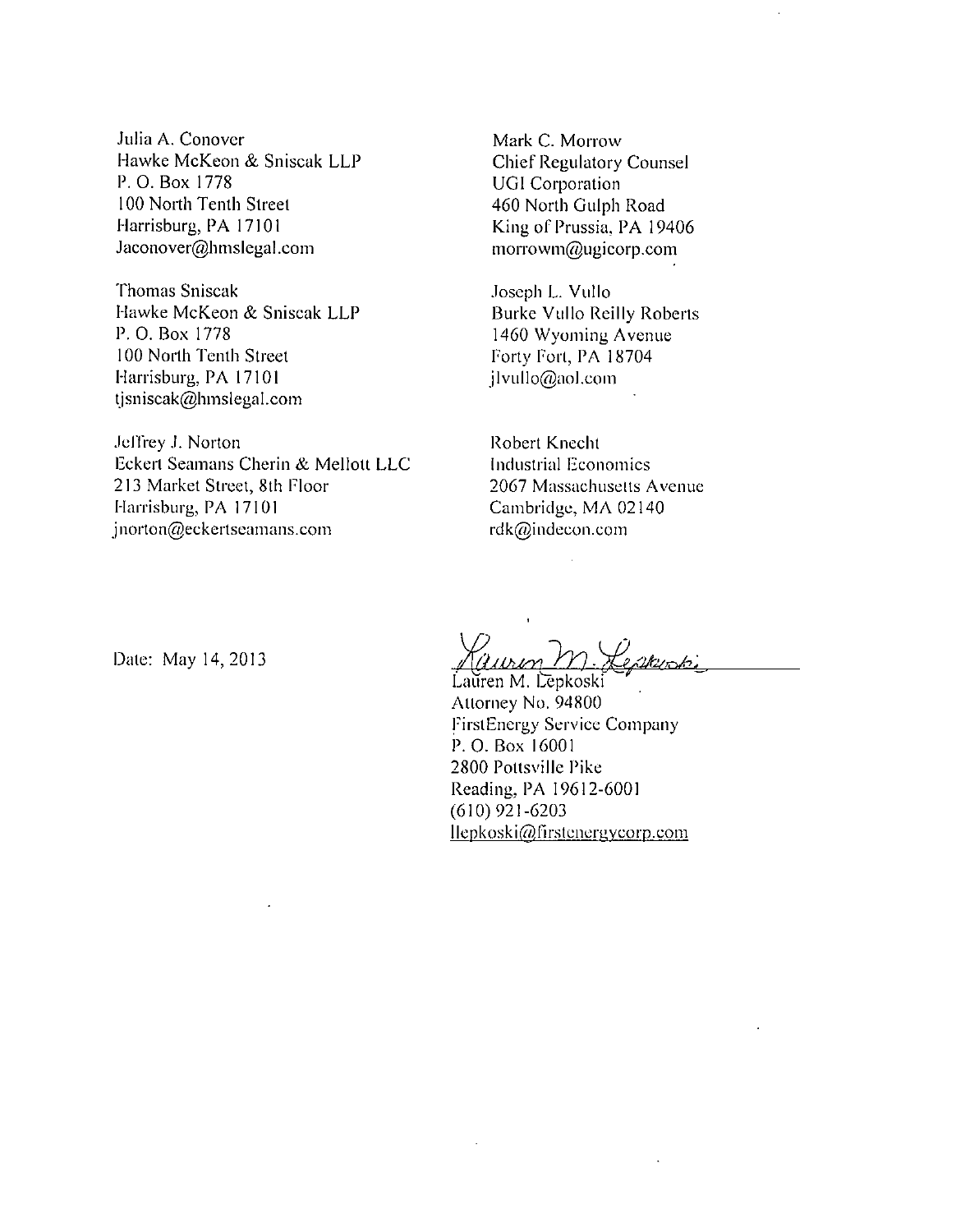Julia A. Conover
Hawke McKeon & Sniscak LLP
P. O. Box 1778
100 North Tenth Street
Harrisburg, PA 17101
Jaconover@hmslegal.com

Thomas Sniscak
Hawke McKeon & Sniscak LLP
P. O. Box 1778
100 North Tenth Street
Harrisburg, PA 17101
tjsniscak@hmslegal.com

Jeffrey J. Norton
Eckert Seamans Cherin & Mellott LLC
213 Market Street, 8th Floor
Harrisburg, PA 17101
jnorton@eckertseamans.com

Mark C. Morrow
Chief Regulatory Counsel
UGI Corporation
460 North Gulph Road
King of Prussia, PA 19406
morrowm@ugicorp.com

Joseph L. Vullo
Burke Vullo Reilly Roberts
1460 Wyoming Avenue
Forty Fort, PA 18704
jlvullo@aol.com

Robert Knecht
Industrial Economics
2067 Massachusetts Avenue
Cambridge, MA 02140
rdk@indecon.com

Date: May 14, 2013

Lauren M. Lepkoski
Attorney No. 94800
FirstEnergy Service Company
P. O. Box 16001
2800 Pottsville Pike
Reading, PA 19612-6001
(610) 921-6203
llepkoski@firstenergycorp.com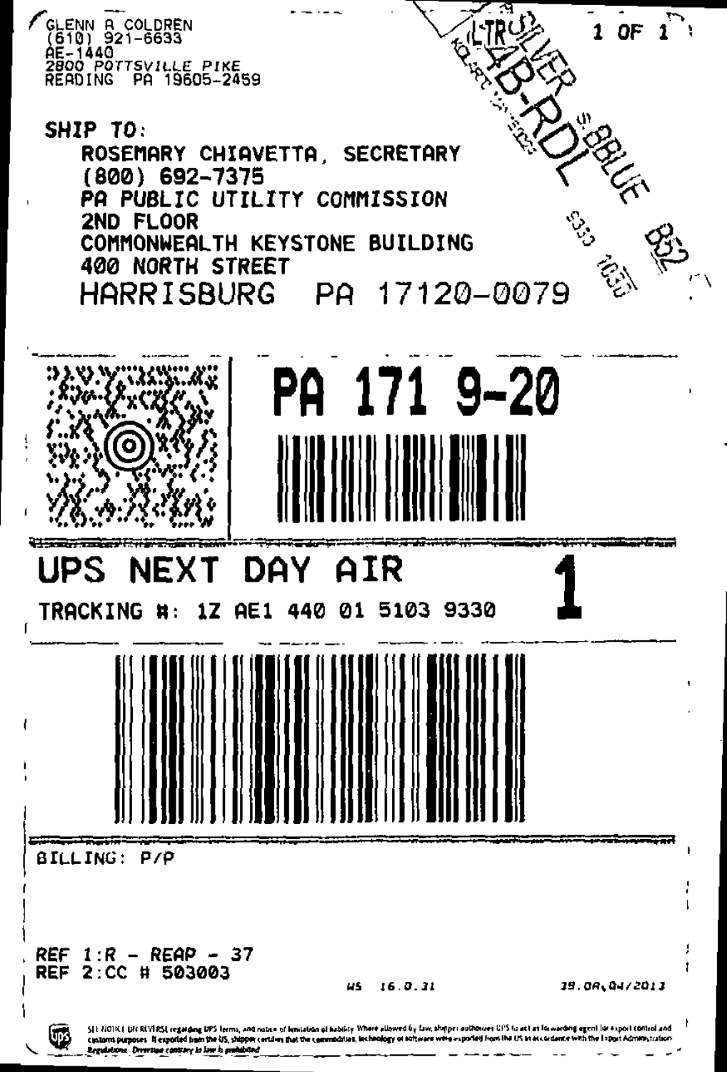GLENN A COLDREN
(610) 921-6633
AE-1440
2800 POTTSVILLE PIKE
READING PA 19605-2459

1 OF 1

SHIP TO:

ROSEMARY CHIAVETTA, SECRETARY
(800) 692-7375
PA PUBLIC UTILITY COMMISSION
2ND FLOOR
COMMONWEALTH KEYSTONE BUILDING
400 NORTH STREET
HARRISBURG PA 17120-0079

LTR SILVER 4B-RDL BLUE B52

PA 171 9-20

UPS NEXT DAY AIR **1**

TRACKING #: 1Z AE1 440 01 5103 9330

BILLING: P/P

REF 1:R - REAP - 37
REF 2:CC # 503003

WS 16.0.31 39.0A 04/2013

SEE NOTICE ON REVERSE regarding UPS Terms, and notice of limitation of liability. Where allowed by law, shipper authorizes UPS to act as forwarding agent for export control and customs purposes. If exported from the US, shipper certifies that the commodities, technology or software were exported from the US in accordance with the Export Administration Regulations. Diversion contrary to law is prohibited.